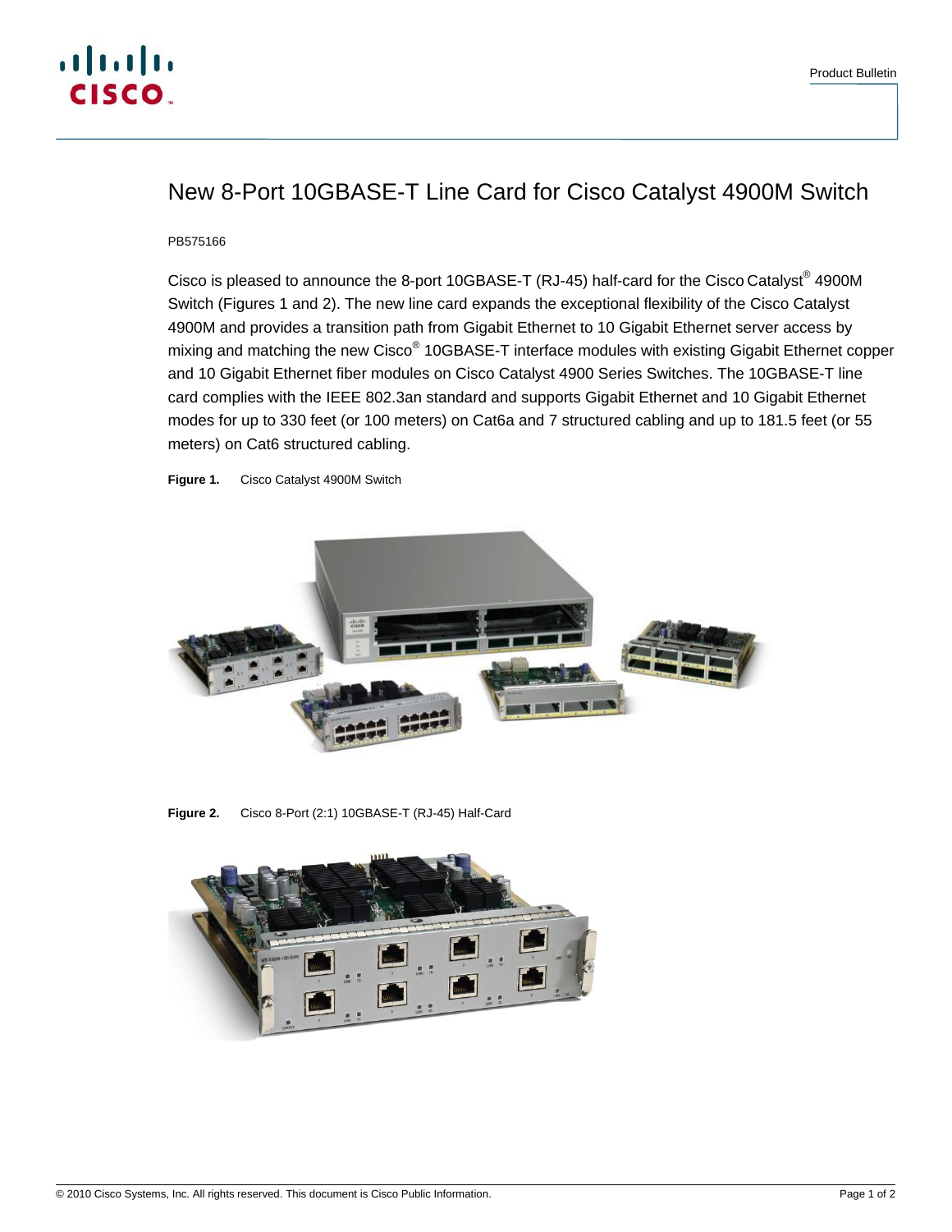# New 8-Port 10GBASE-T Line Card for Cisco Catalyst 4900M Switch

PB575166

Cisco is pleased to announce the 8-port 10GBASE-T (RJ-45) half-card for the Cisco Catalyst® 4900M Switch (Figures 1 and 2). The new line card expands the exceptional flexibility of the Cisco Catalyst 4900M and provides a transition path from Gigabit Ethernet to 10 Gigabit Ethernet server access by mixing and matching the new Cisco® 10GBASE-T interface modules with existing Gigabit Ethernet copper and 10 Gigabit Ethernet fiber modules on Cisco Catalyst 4900 Series Switches. The 10GBASE-T line card complies with the IEEE 802.3an standard and supports Gigabit Ethernet and 10 Gigabit Ethernet modes for up to 330 feet (or 100 meters) on Cat6a and 7 structured cabling and up to 181.5 feet (or 55 meters) on Cat6 structured cabling.

**Figure 1.** Cisco Catalyst 4900M Switch

**Figure 2.** Cisco 8-Port (2:1) 10GBASE-T (RJ-45) Half-Card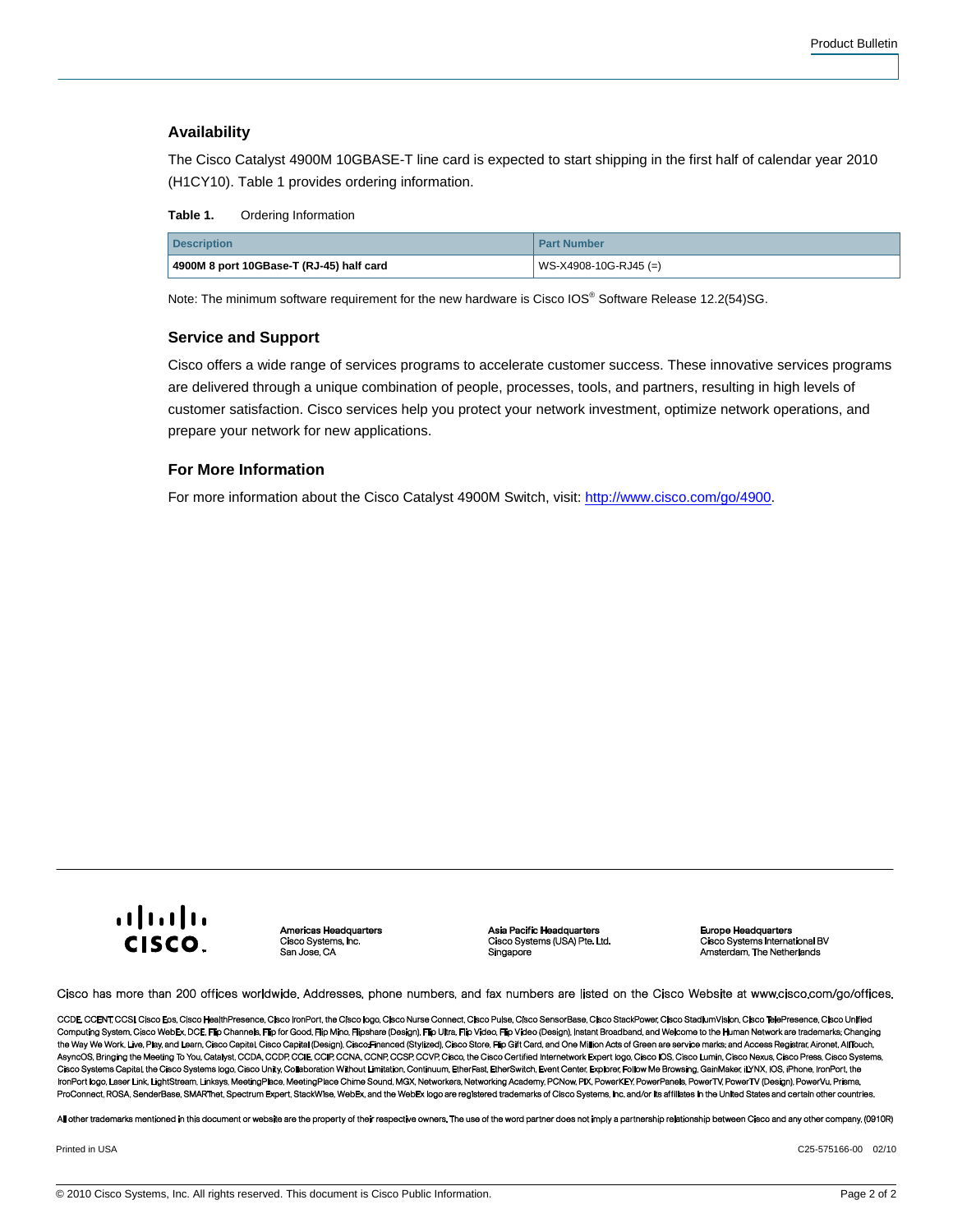## Availability

The Cisco Catalyst 4900M 10GBASE-T line card is expected to start shipping in the first half of calendar year 2010 (H1CY10). Table 1 provides ordering information.

**Table 1.** Ordering Information

| Description | Part Number |
|---|---|
| **4900M 8 port 10GBase-T (RJ-45) half card** | WS-X4908-10G-RJ45 (=) |

Note: The minimum software requirement for the new hardware is Cisco IOS® Software Release 12.2(54)SG.

## Service and Support

Cisco offers a wide range of services programs to accelerate customer success. These innovative services programs are delivered through a unique combination of people, processes, tools, and partners, resulting in high levels of customer satisfaction. Cisco services help you protect your network investment, optimize network operations, and prepare your network for new applications.

## For More Information

For more information about the Cisco Catalyst 4900M Switch, visit: http://www.cisco.com/go/4900.

**Americas Headquarters**
Cisco Systems, Inc.
San Jose, CA

**Asia Pacific Headquarters**
Cisco Systems (USA) Pte. Ltd.
Singapore

**Europe Headquarters**
Cisco Systems International BV
Amsterdam, The Netherlands

Cisco has more than 200 offices worldwide. Addresses, phone numbers, and fax numbers are listed on the Cisco Website at www.cisco.com/go/offices.

CCDE, CCENT, CCSI, Cisco Eos, Cisco HealthPresence, Cisco IronPort, the Cisco logo, Cisco Nurse Connect, Cisco Pulse, Cisco SensorBase, Cisco StackPower, Cisco StadiumVision, Cisco TelePresence, Cisco Unified Computing System, Cisco WebEx, DCE, Flip Channels, Flip for Good, Flip Mino, Flipshare (Design), Flip Ultra, Flip Video, Flip Video (Design), Instant Broadband, and Welcome to the Human Network are trademarks; Changing the Way We Work, Live, Play, and Learn, Cisco Capital, Cisco Capital (Design), Cisco:Financed (Stylized), Cisco Store, Flip Gift Card, and One Million Acts of Green are service marks; and Access Registrar, Aironet, AllTouch, AsyncOS, Bringing the Meeting To You, Catalyst, CCDA, CCDP, CCIE, CCIP, CCNA, CCNP, CCSP, CCVP, Cisco, the Cisco Certified Internetwork Expert logo, Cisco IOS, Cisco Lumin, Cisco Nexus, Cisco Press, Cisco Systems, Cisco Systems Capital, the Cisco Systems logo, Cisco Unity, Collaboration Without Limitation, Continuum, EtherFast, EtherSwitch, Event Center, Explorer, Follow Me Browsing, GainMaker, iLYNX, IOS, iPhone, IronPort, the IronPort logo, Laser Link, LightStream, Linksys, MeetingPlace, MeetingPlace Chime Sound, MGX, Networkers, Networking Academy, PCNow, PIX, PowerKEY, PowerPanels, PowerTV, PowerTV (Design), PowerVu, Prisma, ProConnect, ROSA, SenderBase, SMARTnet, Spectrum Expert, StackWise, WebEx, and the WebEx logo are registered trademarks of Cisco Systems, Inc. and/or its affiliates in the United States and certain other countries.

All other trademarks mentioned in this document or website are the property of their respective owners. The use of the word partner does not imply a partnership relationship between Cisco and any other company. (0910R)

Printed in USA C25-575166-00 02/10

© 2010 Cisco Systems, Inc. All rights reserved. This document is Cisco Public Information.